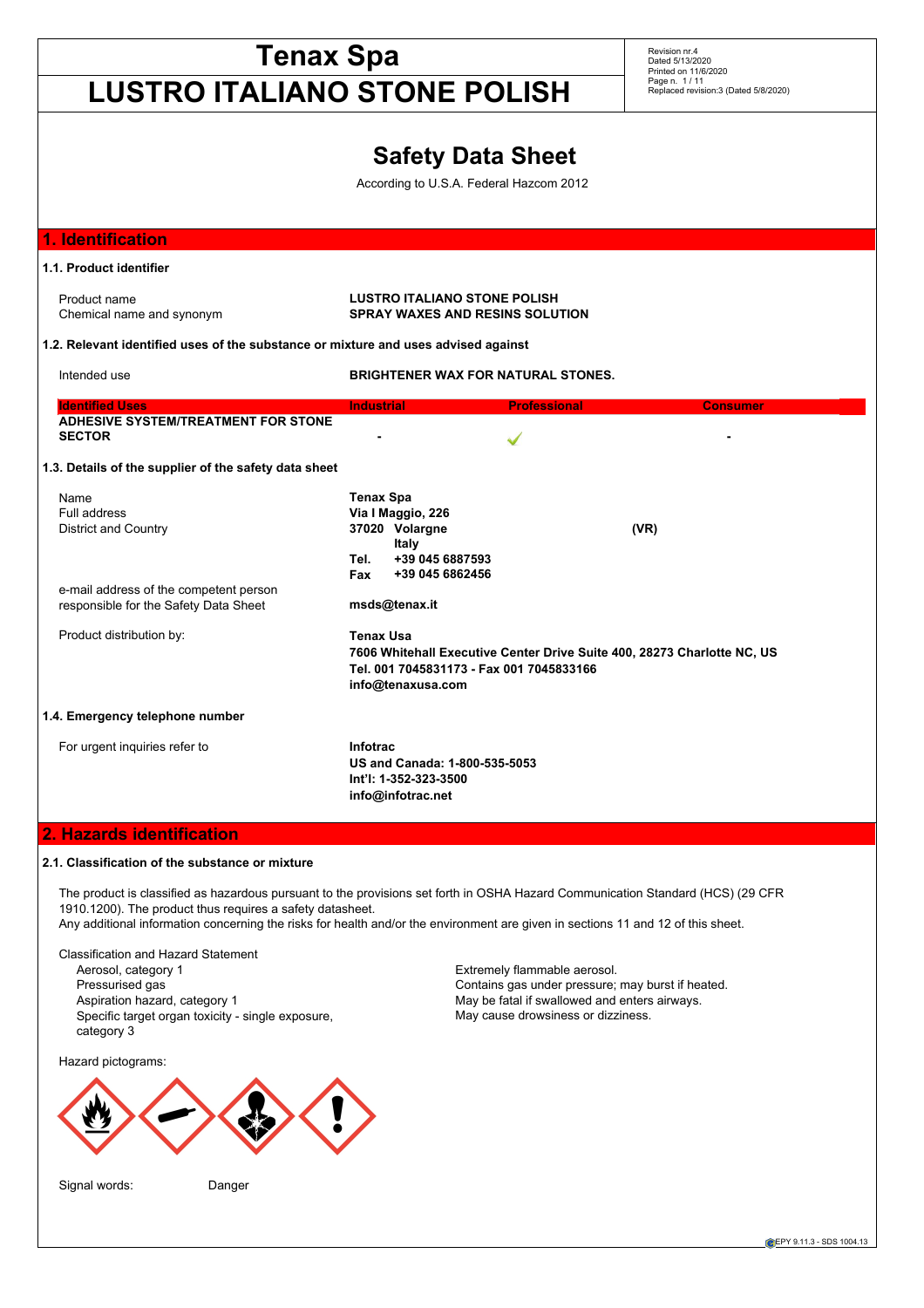# Tenax Spa

# LUSTRO ITALIANO STONE POLISH

Revision nr.4
Dated 5/13/2020
Printed on 11/6/2020
Replaced revision:3 (Dated 5/8/2020)

## Safety Data Sheet

According to U.S.A. Federal Hazcom 2012

## 1. Identification

### 1.1. Product identifier

| | |
|---|---|
| Product name | **LUSTRO ITALIANO STONE POLISH** |
| Chemical name and synonym | **SPRAY WAXES AND RESINS SOLUTION** |

### 1.2. Relevant identified uses of the substance or mixture and uses advised against

| | |
|---|---|
| Intended use | **BRIGHTENER WAX FOR NATURAL STONES.** |

| Identified Uses | Industrial | Professional | Consumer |
|---|---|---|---|
| **ADHESIVE SYSTEM/TREATMENT FOR STONE SECTOR** | - | ✓ | - |

### 1.3. Details of the supplier of the safety data sheet

| | |
|---|---|
| Name | **Tenax Spa** |
| Full address | **Via I Maggio, 226** |
| District and Country | **37020 Volargne (VR)** |
| | **Italy** |
| | **Tel. +39 045 6887593** |
| | **Fax +39 045 6862456** |
| e-mail address of the competent person responsible for the Safety Data Sheet | **msds@tenax.it** |
| Product distribution by: | **Tenax Usa** |
| | **7606 Whitehall Executive Center Drive Suite 400, 28273 Charlotte NC, US** |
| | **Tel. 001 7045831173 - Fax 001 7045833166** |
| | **info@tenaxusa.com** |

### 1.4. Emergency telephone number

| | |
|---|---|
| For urgent inquiries refer to | **Infotrac** |
| | **US and Canada: 1-800-535-5053** |
| | **Int'l: 1-352-323-3500** |
| | **info@infotrac.net** |

## 2. Hazards identification

### 2.1. Classification of the substance or mixture

The product is classified as hazardous pursuant to the provisions set forth in OSHA Hazard Communication Standard (HCS) (29 CFR 1910.1200). The product thus requires a safety datasheet.
Any additional information concerning the risks for health and/or the environment are given in sections 11 and 12 of this sheet.

Classification and Hazard Statement

| | |
|---|---|
| Aerosol, category 1 | Extremely flammable aerosol. |
| Pressurised gas | Contains gas under pressure; may burst if heated. |
| Aspiration hazard, category 1 | May be fatal if swallowed and enters airways. |
| Specific target organ toxicity - single exposure, category 3 | May cause drowsiness or dizziness. |

Hazard pictograms:

Signal words: Danger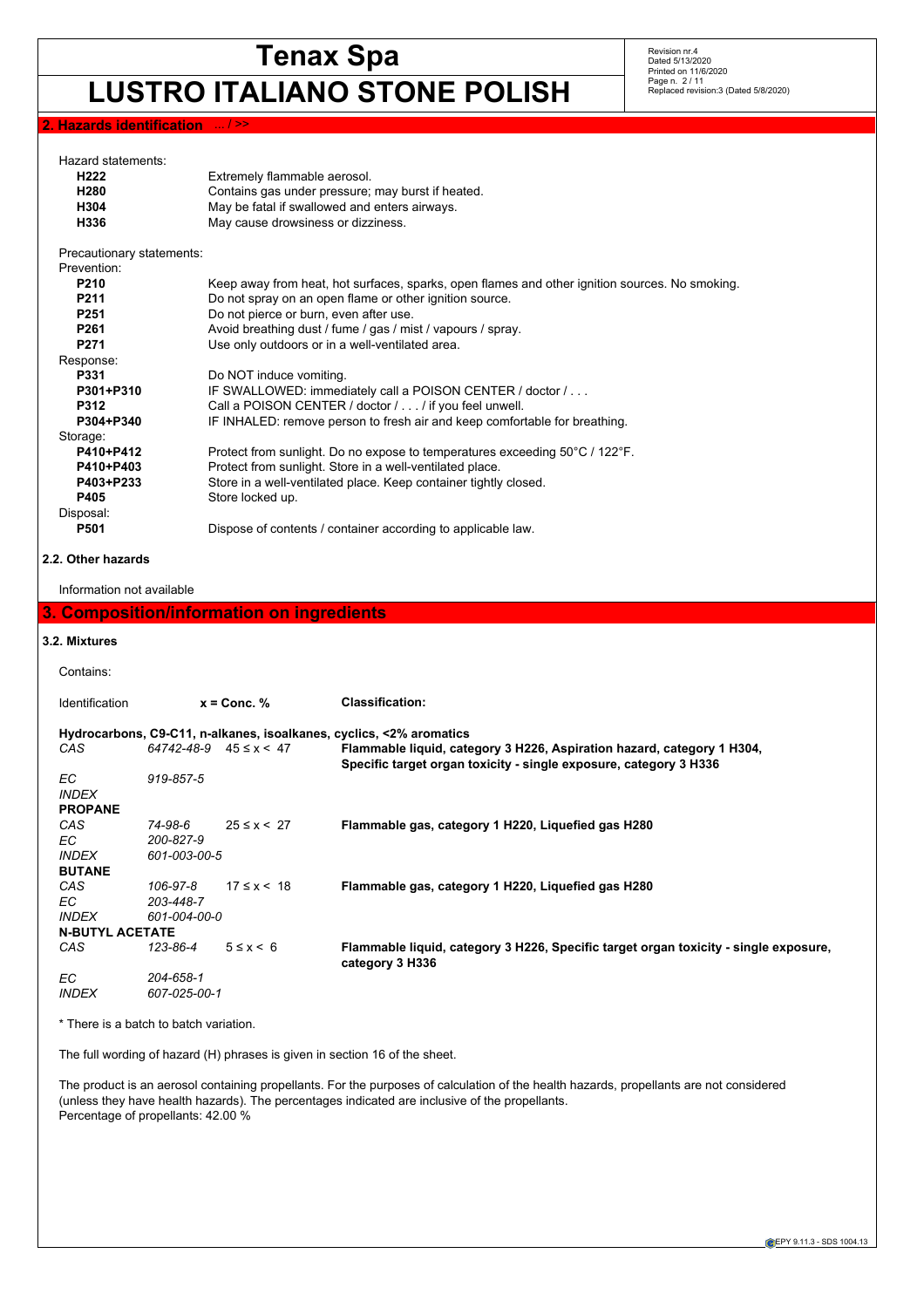## 2. Hazards identification ... / >>

Hazard statements:

| | |
|---|---|
| **H222** | Extremely flammable aerosol. |
| **H280** | Contains gas under pressure; may burst if heated. |
| **H304** | May be fatal if swallowed and enters airways. |
| **H336** | May cause drowsiness or dizziness. |

Precautionary statements:

Prevention:

| | |
|---|---|
| **P210** | Keep away from heat, hot surfaces, sparks, open flames and other ignition sources. No smoking. |
| **P211** | Do not spray on an open flame or other ignition source. |
| **P251** | Do not pierce or burn, even after use. |
| **P261** | Avoid breathing dust / fume / gas / mist / vapours / spray. |
| **P271** | Use only outdoors or in a well-ventilated area. |

Response:

| | |
|---|---|
| **P331** | Do NOT induce vomiting. |
| **P301+P310** | IF SWALLOWED: immediately call a POISON CENTER / doctor / . . . |
| **P312** | Call a POISON CENTER / doctor / . . . / if you feel unwell. |
| **P304+P340** | IF INHALED: remove person to fresh air and keep comfortable for breathing. |

Storage:

| | |
|---|---|
| **P410+P412** | Protect from sunlight. Do no expose to temperatures exceeding 50°C / 122°F. |
| **P410+P403** | Protect from sunlight. Store in a well-ventilated place. |
| **P403+P233** | Store in a well-ventilated place. Keep container tightly closed. |
| **P405** | Store locked up. |

Disposal:

| | |
|---|---|
| **P501** | Dispose of contents / container according to applicable law. |

### 2.2. Other hazards

Information not available

## 3. Composition/information on ingredients

### 3.2. Mixtures

Contains:

| Identification | | x = Conc. % | Classification: |
|---|---|---|---|
| **Hydrocarbons, C9-C11, n-alkanes, isoalkanes, cyclics, <2% aromatics** | | | |
| *CAS* | *64742-48-9* | 45 ≤ x < 47 | **Flammable liquid, category 3 H226, Aspiration hazard, category 1 H304, Specific target organ toxicity - single exposure, category 3 H336** |
| *EC* | *919-857-5* | | |
| *INDEX* | | | |
| **PROPANE** | | | |
| *CAS* | *74-98-6* | 25 ≤ x < 27 | **Flammable gas, category 1 H220, Liquefied gas H280** |
| *EC* | *200-827-9* | | |
| *INDEX* | *601-003-00-5* | | |
| **BUTANE** | | | |
| *CAS* | *106-97-8* | 17 ≤ x < 18 | **Flammable gas, category 1 H220, Liquefied gas H280** |
| *EC* | *203-448-7* | | |
| *INDEX* | *601-004-00-0* | | |
| **N-BUTYL ACETATE** | | | |
| *CAS* | *123-86-4* | 5 ≤ x < 6 | **Flammable liquid, category 3 H226, Specific target organ toxicity - single exposure, category 3 H336** |
| *EC* | *204-658-1* | | |
| *INDEX* | *607-025-00-1* | | |

* There is a batch to batch variation.

The full wording of hazard (H) phrases is given in section 16 of the sheet.

The product is an aerosol containing propellants. For the purposes of calculation of the health hazards, propellants are not considered (unless they have health hazards). The percentages indicated are inclusive of the propellants.
Percentage of propellants: 42.00 %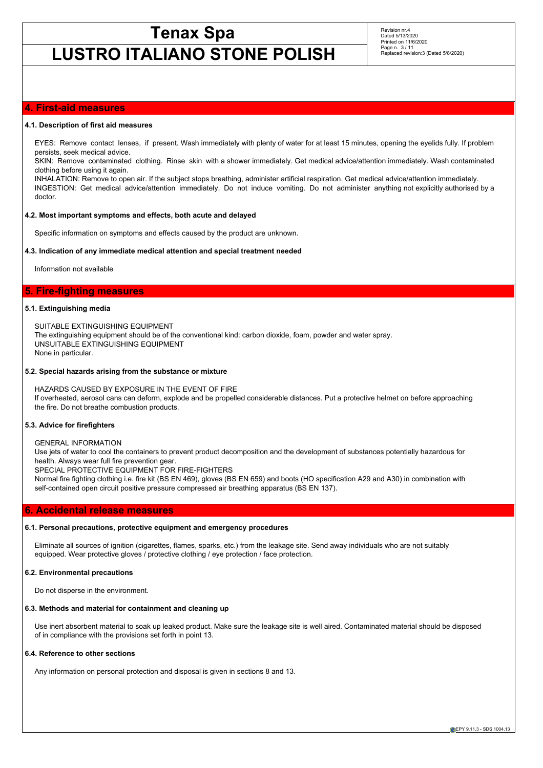## 4. First-aid measures

### 4.1. Description of first aid measures

EYES: Remove contact lenses, if present. Wash immediately with plenty of water for at least 15 minutes, opening the eyelids fully. If problem persists, seek medical advice.
SKIN: Remove contaminated clothing. Rinse skin with a shower immediately. Get medical advice/attention immediately. Wash contaminated clothing before using it again.
INHALATION: Remove to open air. If the subject stops breathing, administer artificial respiration. Get medical advice/attention immediately.
INGESTION: Get medical advice/attention immediately. Do not induce vomiting. Do not administer anything not explicitly authorised by a doctor.

### 4.2. Most important symptoms and effects, both acute and delayed

Specific information on symptoms and effects caused by the product are unknown.

### 4.3. Indication of any immediate medical attention and special treatment needed

Information not available

## 5. Fire-fighting measures

### 5.1. Extinguishing media

SUITABLE EXTINGUISHING EQUIPMENT
The extinguishing equipment should be of the conventional kind: carbon dioxide, foam, powder and water spray.
UNSUITABLE EXTINGUISHING EQUIPMENT
None in particular.

### 5.2. Special hazards arising from the substance or mixture

HAZARDS CAUSED BY EXPOSURE IN THE EVENT OF FIRE
If overheated, aerosol cans can deform, explode and be propelled considerable distances. Put a protective helmet on before approaching the fire. Do not breathe combustion products.

### 5.3. Advice for firefighters

GENERAL INFORMATION
Use jets of water to cool the containers to prevent product decomposition and the development of substances potentially hazardous for health. Always wear full fire prevention gear.
SPECIAL PROTECTIVE EQUIPMENT FOR FIRE-FIGHTERS
Normal fire fighting clothing i.e. fire kit (BS EN 469), gloves (BS EN 659) and boots (HO specification A29 and A30) in combination with self-contained open circuit positive pressure compressed air breathing apparatus (BS EN 137).

## 6. Accidental release measures

### 6.1. Personal precautions, protective equipment and emergency procedures

Eliminate all sources of ignition (cigarettes, flames, sparks, etc.) from the leakage site. Send away individuals who are not suitably equipped. Wear protective gloves / protective clothing / eye protection / face protection.

### 6.2. Environmental precautions

Do not disperse in the environment.

### 6.3. Methods and material for containment and cleaning up

Use inert absorbent material to soak up leaked product. Make sure the leakage site is well aired. Contaminated material should be disposed of in compliance with the provisions set forth in point 13.

### 6.4. Reference to other sections

Any information on personal protection and disposal is given in sections 8 and 13.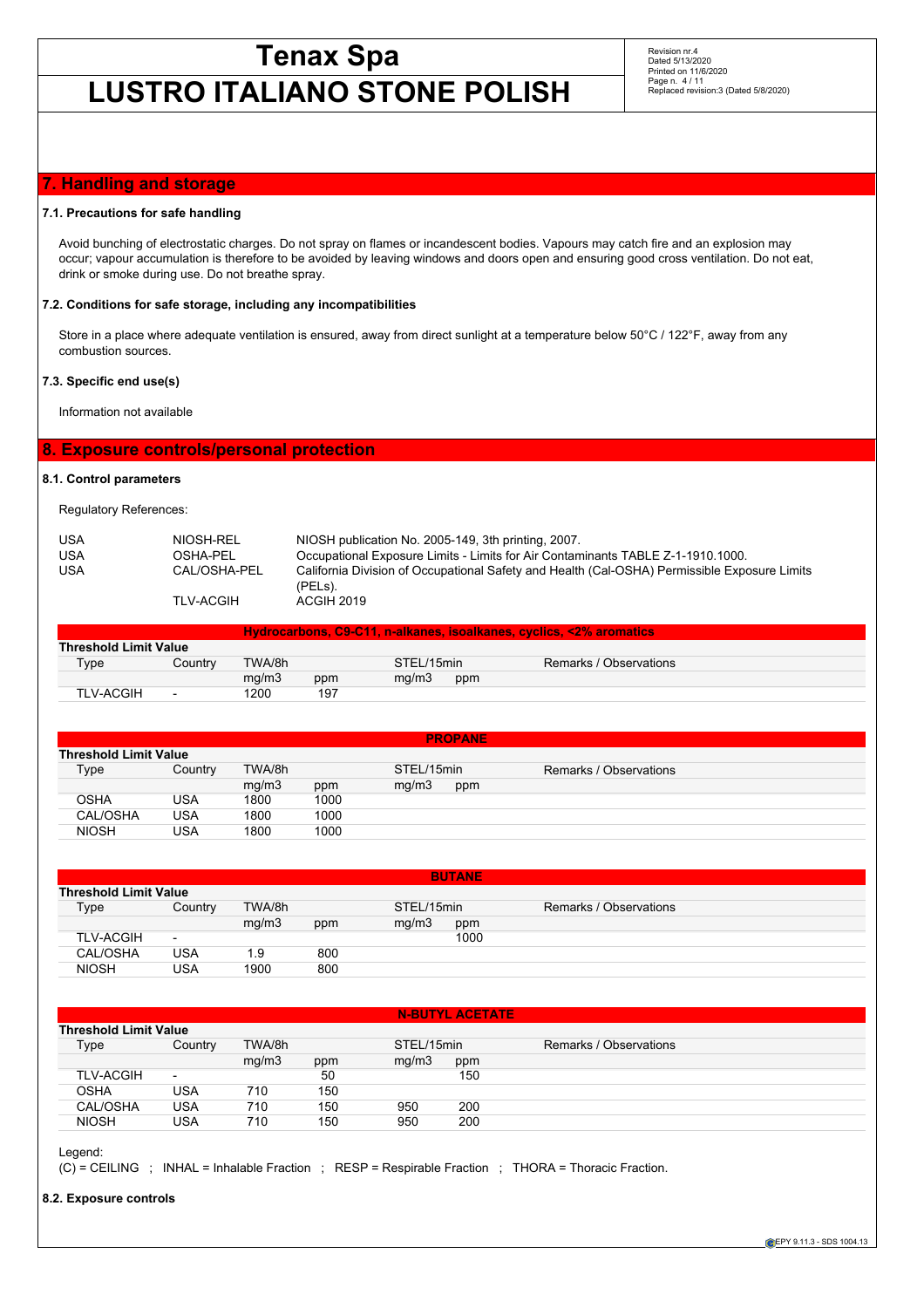## 7. Handling and storage

### 7.1. Precautions for safe handling

Avoid bunching of electrostatic charges. Do not spray on flames or incandescent bodies. Vapours may catch fire and an explosion may occur; vapour accumulation is therefore to be avoided by leaving windows and doors open and ensuring good cross ventilation. Do not eat, drink or smoke during use. Do not breathe spray.

### 7.2. Conditions for safe storage, including any incompatibilities

Store in a place where adequate ventilation is ensured, away from direct sunlight at a temperature below 50°C / 122°F, away from any combustion sources.

### 7.3. Specific end use(s)

Information not available

## 8. Exposure controls/personal protection

### 8.1. Control parameters

Regulatory References:

| | | |
|---|---|---|
| USA | NIOSH-REL | NIOSH publication No. 2005-149, 3th printing, 2007. |
| USA | OSHA-PEL | Occupational Exposure Limits - Limits for Air Contaminants TABLE Z-1-1910.1000. |
| USA | CAL/OSHA-PEL | California Division of Occupational Safety and Health (Cal-OSHA) Permissible Exposure Limits (PELs). |
| | TLV-ACGIH | ACGIH 2019 |

**Hydrocarbons, C9-C11, n-alkanes, isoalkanes, cyclics, <2% aromatics**

**Threshold Limit Value**

| Type | Country | TWA/8h | | STEL/15min | | Remarks / Observations |
|---|---|---|---|---|---|---|
| | | mg/m3 | ppm | mg/m3 | ppm | |
| TLV-ACGIH | - | 1200 | 197 | | | |

**PROPANE**

**Threshold Limit Value**

| Type | Country | TWA/8h | | STEL/15min | | Remarks / Observations |
|---|---|---|---|---|---|---|
| | | mg/m3 | ppm | mg/m3 | ppm | |
| OSHA | USA | 1800 | 1000 | | | |
| CAL/OSHA | USA | 1800 | 1000 | | | |
| NIOSH | USA | 1800 | 1000 | | | |

**BUTANE**

**Threshold Limit Value**

| Type | Country | TWA/8h | | STEL/15min | | Remarks / Observations |
|---|---|---|---|---|---|---|
| | | mg/m3 | ppm | mg/m3 | ppm | |
| TLV-ACGIH | - | | | | 1000 | |
| CAL/OSHA | USA | 1.9 | 800 | | | |
| NIOSH | USA | 1900 | 800 | | | |

**N-BUTYL ACETATE**

**Threshold Limit Value**

| Type | Country | TWA/8h | | STEL/15min | | Remarks / Observations |
|---|---|---|---|---|---|---|
| | | mg/m3 | ppm | mg/m3 | ppm | |
| TLV-ACGIH | - | | 50 | | 150 | |
| OSHA | USA | 710 | 150 | | | |
| CAL/OSHA | USA | 710 | 150 | 950 | 200 | |
| NIOSH | USA | 710 | 150 | 950 | 200 | |

Legend:

(C) = CEILING ; INHAL = Inhalable Fraction ; RESP = Respirable Fraction ; THORA = Thoracic Fraction.

### 8.2. Exposure controls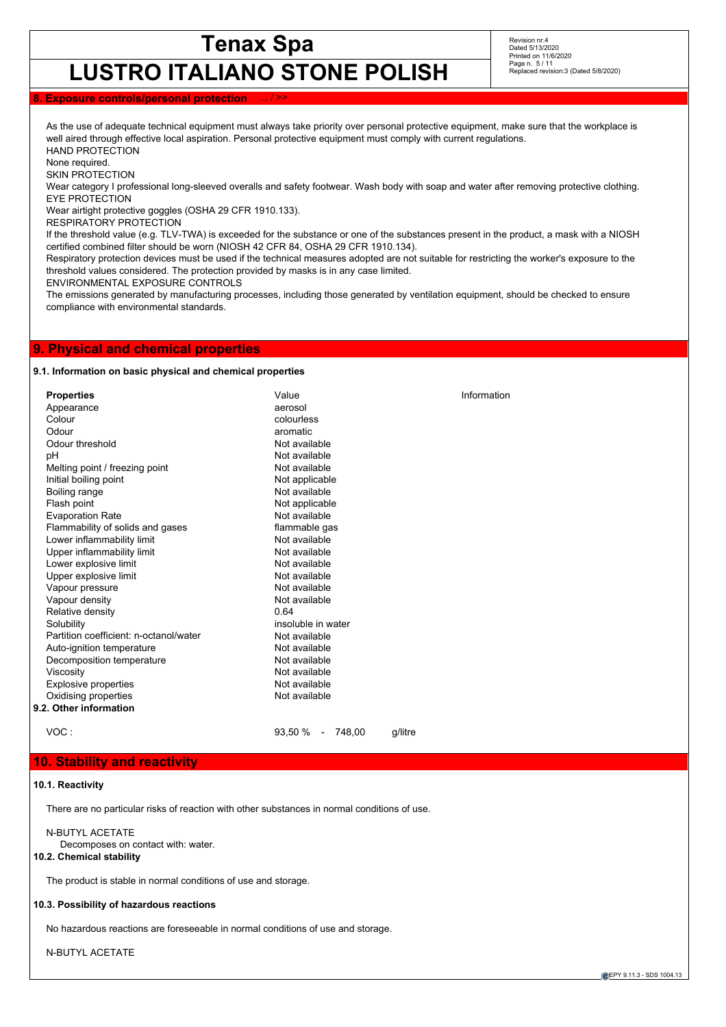## 8. Exposure controls/personal protection ... / >>

As the use of adequate technical equipment must always take priority over personal protective equipment, make sure that the workplace is well aired through effective local aspiration. Personal protective equipment must comply with current regulations.

HAND PROTECTION

None required.

SKIN PROTECTION

Wear category I professional long-sleeved overalls and safety footwear. Wash body with soap and water after removing protective clothing.

EYE PROTECTION

Wear airtight protective goggles (OSHA 29 CFR 1910.133).

RESPIRATORY PROTECTION

If the threshold value (e.g. TLV-TWA) is exceeded for the substance or one of the substances present in the product, a mask with a NIOSH certified combined filter should be worn (NIOSH 42 CFR 84, OSHA 29 CFR 1910.134).

Respiratory protection devices must be used if the technical measures adopted are not suitable for restricting the worker's exposure to the threshold values considered. The protection provided by masks is in any case limited.

ENVIRONMENTAL EXPOSURE CONTROLS

The emissions generated by manufacturing processes, including those generated by ventilation equipment, should be checked to ensure compliance with environmental standards.

## 9. Physical and chemical properties

### 9.1. Information on basic physical and chemical properties

| Properties | Value | Information |
|---|---|---|
| Appearance | aerosol | |
| Colour | colourless | |
| Odour | aromatic | |
| Odour threshold | Not available | |
| pH | Not available | |
| Melting point / freezing point | Not available | |
| Initial boiling point | Not applicable | |
| Boiling range | Not available | |
| Flash point | Not applicable | |
| Evaporation Rate | Not available | |
| Flammability of solids and gases | flammable gas | |
| Lower inflammability limit | Not available | |
| Upper inflammability limit | Not available | |
| Lower explosive limit | Not available | |
| Upper explosive limit | Not available | |
| Vapour pressure | Not available | |
| Vapour density | Not available | |
| Relative density | 0.64 | |
| Solubility | insoluble in water | |
| Partition coefficient: n-octanol/water | Not available | |
| Auto-ignition temperature | Not available | |
| Decomposition temperature | Not available | |
| Viscosity | Not available | |
| Explosive properties | Not available | |
| Oxidising properties | Not available | |

### 9.2. Other information

VOC : 93,50 % - 748,00 g/litre

## 10. Stability and reactivity

### 10.1. Reactivity

There are no particular risks of reaction with other substances in normal conditions of use.

N-BUTYL ACETATE

Decomposes on contact with: water.

### 10.2. Chemical stability

The product is stable in normal conditions of use and storage.

### 10.3. Possibility of hazardous reactions

No hazardous reactions are foreseeable in normal conditions of use and storage.

N-BUTYL ACETATE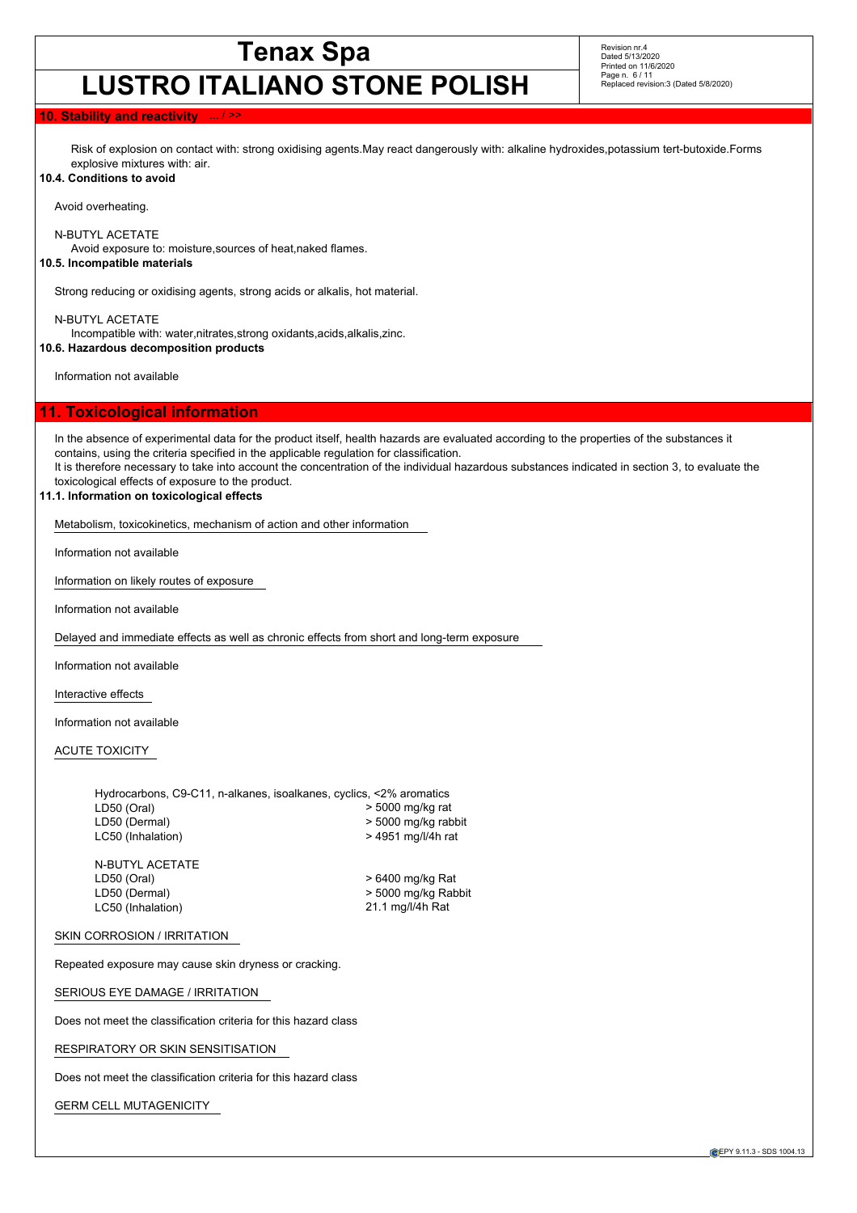## 10. Stability and reactivity ... / >>

Risk of explosion on contact with: strong oxidising agents.May react dangerously with: alkaline hydroxides,potassium tert-butoxide.Forms explosive mixtures with: air.

### 10.4. Conditions to avoid

Avoid overheating.

N-BUTYL ACETATE

Avoid exposure to: moisture,sources of heat,naked flames.

### 10.5. Incompatible materials

Strong reducing or oxidising agents, strong acids or alkalis, hot material.

N-BUTYL ACETATE

Incompatible with: water,nitrates,strong oxidants,acids,alkalis,zinc.

### 10.6. Hazardous decomposition products

Information not available

## 11. Toxicological information

In the absence of experimental data for the product itself, health hazards are evaluated according to the properties of the substances it contains, using the criteria specified in the applicable regulation for classification.
It is therefore necessary to take into account the concentration of the individual hazardous substances indicated in section 3, to evaluate the toxicological effects of exposure to the product.

### 11.1. Information on toxicological effects

Metabolism, toxicokinetics, mechanism of action and other information

Information not available

Information on likely routes of exposure

Information not available

Delayed and immediate effects as well as chronic effects from short and long-term exposure

Information not available

Interactive effects

Information not available

ACUTE TOXICITY

Hydrocarbons, C9-C11, n-alkanes, isoalkanes, cyclics, <2% aromatics

| | |
|---|---|
| LD50 (Oral) | > 5000 mg/kg rat |
| LD50 (Dermal) | > 5000 mg/kg rabbit |
| LC50 (Inhalation) | > 4951 mg/l/4h rat |

N-BUTYL ACETATE

| | |
|---|---|
| LD50 (Oral) | > 6400 mg/kg Rat |
| LD50 (Dermal) | > 5000 mg/kg Rabbit |
| LC50 (Inhalation) | 21.1 mg/l/4h Rat |

SKIN CORROSION / IRRITATION

Repeated exposure may cause skin dryness or cracking.

SERIOUS EYE DAMAGE / IRRITATION

Does not meet the classification criteria for this hazard class

RESPIRATORY OR SKIN SENSITISATION

Does not meet the classification criteria for this hazard class

GERM CELL MUTAGENICITY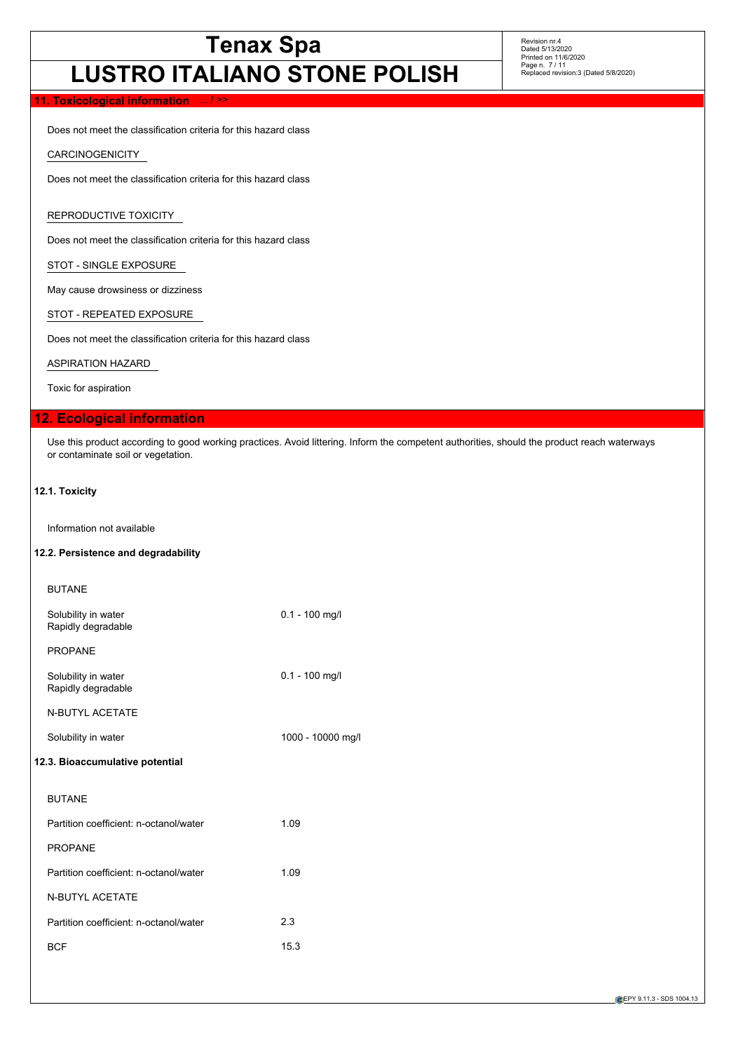## 11. Toxicological information ... / >>

Does not meet the classification criteria for this hazard class

CARCINOGENICITY

Does not meet the classification criteria for this hazard class

REPRODUCTIVE TOXICITY

Does not meet the classification criteria for this hazard class

STOT - SINGLE EXPOSURE

May cause drowsiness or dizziness

STOT - REPEATED EXPOSURE

Does not meet the classification criteria for this hazard class

ASPIRATION HAZARD

Toxic for aspiration

## 12. Ecological information

Use this product according to good working practices. Avoid littering. Inform the competent authorities, should the product reach waterways or contaminate soil or vegetation.

### 12.1. Toxicity

Information not available

### 12.2. Persistence and degradability

BUTANE

| | |
|---|---|
| Solubility in water | 0.1 - 100 mg/l |
| Rapidly degradable | |

PROPANE

| | |
|---|---|
| Solubility in water | 0.1 - 100 mg/l |
| Rapidly degradable | |

N-BUTYL ACETATE

| | |
|---|---|
| Solubility in water | 1000 - 10000 mg/l |

### 12.3. Bioaccumulative potential

BUTANE

| | |
|---|---|
| Partition coefficient: n-octanol/water | 1.09 |

PROPANE

| | |
|---|---|
| Partition coefficient: n-octanol/water | 1.09 |

N-BUTYL ACETATE

| | |
|---|---|
| Partition coefficient: n-octanol/water | 2.3 |
| BCF | 15.3 |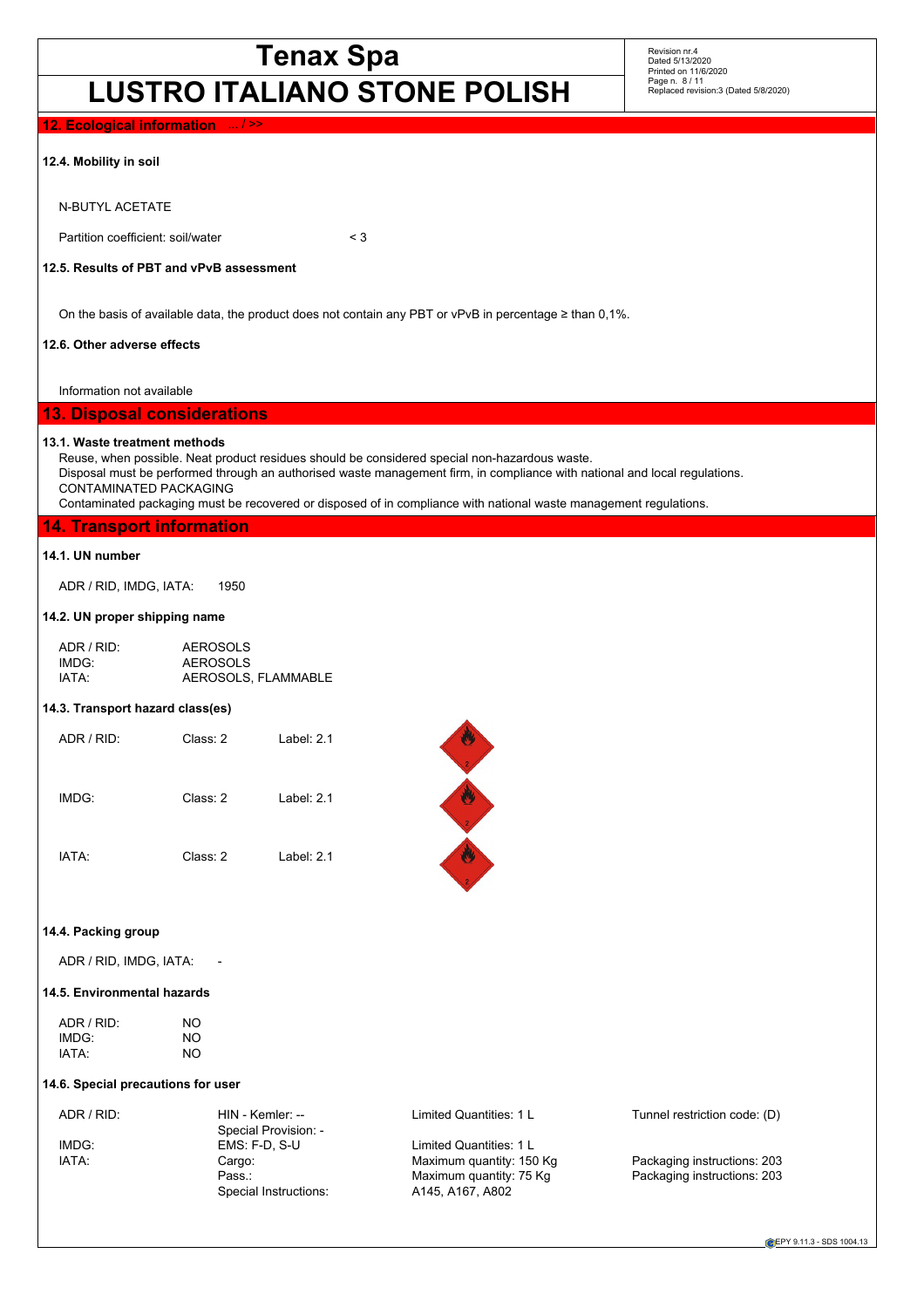## 12. Ecological information ... / >>

### 12.4. Mobility in soil

N-BUTYL ACETATE

Partition coefficient: soil/water < 3

### 12.5. Results of PBT and vPvB assessment

On the basis of available data, the product does not contain any PBT or vPvB in percentage ≥ than 0,1%.

### 12.6. Other adverse effects

Information not available

## 13. Disposal considerations

### 13.1. Waste treatment methods

Reuse, when possible. Neat product residues should be considered special non-hazardous waste.
Disposal must be performed through an authorised waste management firm, in compliance with national and local regulations.
CONTAMINATED PACKAGING
Contaminated packaging must be recovered or disposed of in compliance with national waste management regulations.

## 14. Transport information

### 14.1. UN number

ADR / RID, IMDG, IATA: 1950

### 14.2. UN proper shipping name

| | |
|---|---|
| ADR / RID: | AEROSOLS |
| IMDG: | AEROSOLS |
| IATA: | AEROSOLS, FLAMMABLE |

### 14.3. Transport hazard class(es)

| | | |
|---|---|---|
| ADR / RID: | Class: 2 | Label: 2.1 |
| IMDG: | Class: 2 | Label: 2.1 |
| IATA: | Class: 2 | Label: 2.1 |

### 14.4. Packing group

ADR / RID, IMDG, IATA: -

### 14.5. Environmental hazards

| | |
|---|---|
| ADR / RID: | NO |
| IMDG: | NO |
| IATA: | NO |

### 14.6. Special precautions for user

| | | | |
|---|---|---|---|
| ADR / RID: | HIN - Kemler: -- | Limited Quantities: 1 L | Tunnel restriction code: (D) |
| | Special Provision: - | | |
| IMDG: | EMS: F-D, S-U | Limited Quantities: 1 L | |
| IATA: | Cargo: | Maximum quantity: 150 Kg | Packaging instructions: 203 |
| | Pass.: | Maximum quantity: 75 Kg | Packaging instructions: 203 |
| | Special Instructions: | A145, A167, A802 | |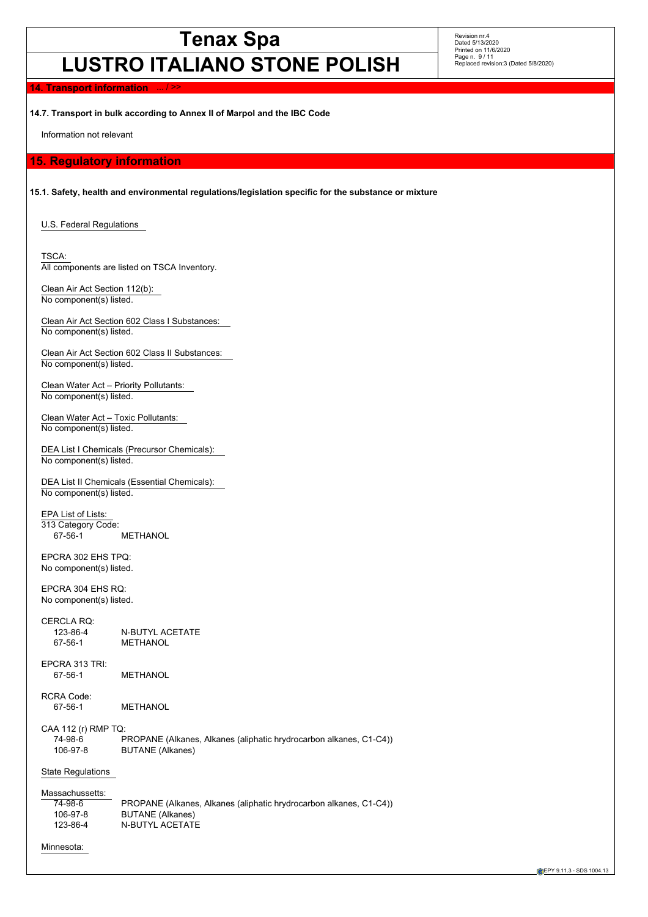## 14. Transport information ... / >>

### 14.7. Transport in bulk according to Annex II of Marpol and the IBC Code

Information not relevant

## 15. Regulatory information

### 15.1. Safety, health and environmental regulations/legislation specific for the substance or mixture

U.S. Federal Regulations

TSCA:
All components are listed on TSCA Inventory.

Clean Air Act Section 112(b):
No component(s) listed.

Clean Air Act Section 602 Class I Substances:
No component(s) listed.

Clean Air Act Section 602 Class II Substances:
No component(s) listed.

Clean Water Act – Priority Pollutants:
No component(s) listed.

Clean Water Act – Toxic Pollutants:
No component(s) listed.

DEA List I Chemicals (Precursor Chemicals):
No component(s) listed.

DEA List II Chemicals (Essential Chemicals):
No component(s) listed.

EPA List of Lists:
313 Category Code:

| | |
|---|---|
| 67-56-1 | METHANOL |

EPCRA 302 EHS TPQ:
No component(s) listed.

EPCRA 304 EHS RQ:
No component(s) listed.

CERCLA RQ:

| | |
|---|---|
| 123-86-4 | N-BUTYL ACETATE |
| 67-56-1 | METHANOL |

EPCRA 313 TRI:

| | |
|---|---|
| 67-56-1 | METHANOL |

RCRA Code:

| | |
|---|---|
| 67-56-1 | METHANOL |

CAA 112 (r) RMP TQ:

| | |
|---|---|
| 74-98-6 | PROPANE (Alkanes, Alkanes (aliphatic hrydrocarbon alkanes, C1-C4)) |
| 106-97-8 | BUTANE (Alkanes) |

State Regulations

Massachussetts:

| | |
|---|---|
| 74-98-6 | PROPANE (Alkanes, Alkanes (aliphatic hrydrocarbon alkanes, C1-C4)) |
| 106-97-8 | BUTANE (Alkanes) |
| 123-86-4 | N-BUTYL ACETATE |

Minnesota: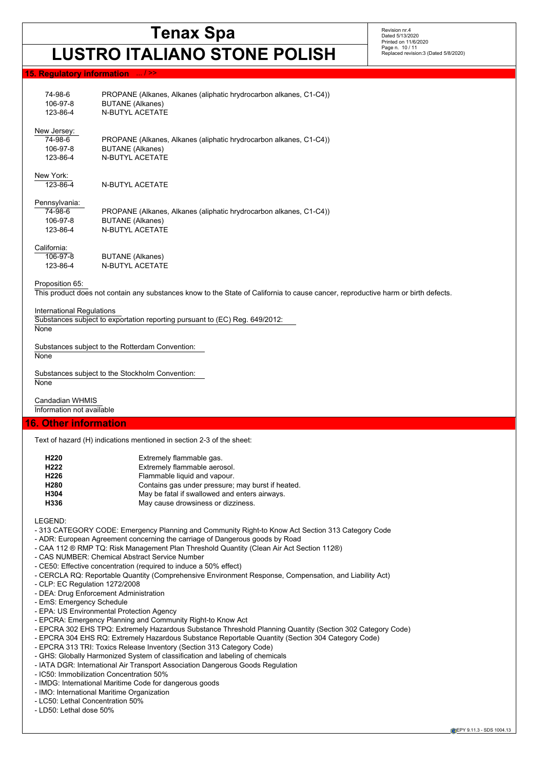## 15. Regulatory information ... / >>

| | |
|---|---|
| 74-98-6 | PROPANE (Alkanes, Alkanes (aliphatic hrydrocarbon alkanes, C1-C4)) |
| 106-97-8 | BUTANE (Alkanes) |
| 123-86-4 | N-BUTYL ACETATE |

New Jersey:

| | |
|---|---|
| 74-98-6 | PROPANE (Alkanes, Alkanes (aliphatic hrydrocarbon alkanes, C1-C4)) |
| 106-97-8 | BUTANE (Alkanes) |
| 123-86-4 | N-BUTYL ACETATE |

New York:

| | |
|---|---|
| 123-86-4 | N-BUTYL ACETATE |

Pennsylvania:

| | |
|---|---|
| 74-98-6 | PROPANE (Alkanes, Alkanes (aliphatic hrydrocarbon alkanes, C1-C4)) |
| 106-97-8 | BUTANE (Alkanes) |
| 123-86-4 | N-BUTYL ACETATE |

California:

| | |
|---|---|
| 106-97-8 | BUTANE (Alkanes) |
| 123-86-4 | N-BUTYL ACETATE |

Proposition 65:

This product does not contain any substances know to the State of California to cause cancer, reproductive harm or birth defects.

International Regulations

Substances subject to exportation reporting pursuant to (EC) Reg. 649/2012:

None

Substances subject to the Rotterdam Convention:

None

Substances subject to the Stockholm Convention:

None

Candadian WHMIS

Information not available

## 16. Other information

Text of hazard (H) indications mentioned in section 2-3 of the sheet:

| | |
|---|---|
| **H220** | Extremely flammable gas. |
| **H222** | Extremely flammable aerosol. |
| **H226** | Flammable liquid and vapour. |
| **H280** | Contains gas under pressure; may burst if heated. |
| **H304** | May be fatal if swallowed and enters airways. |
| **H336** | May cause drowsiness or dizziness. |

LEGEND:

- 313 CATEGORY CODE: Emergency Planning and Community Right-to Know Act Section 313 Category Code
- ADR: European Agreement concerning the carriage of Dangerous goods by Road
- CAA 112 ® RMP TQ: Risk Management Plan Threshold Quantity (Clean Air Act Section 112®)
- CAS NUMBER: Chemical Abstract Service Number
- CE50: Effective concentration (required to induce a 50% effect)
- CERCLA RQ: Reportable Quantity (Comprehensive Environment Response, Compensation, and Liability Act)
- CLP: EC Regulation 1272/2008
- DEA: Drug Enforcement Administration
- EmS: Emergency Schedule
- EPA: US Environmental Protection Agency
- EPCRA: Emergency Planning and Community Right-to Know Act
- EPCRA 302 EHS TPQ: Extremely Hazardous Substance Threshold Planning Quantity (Section 302 Category Code)
- EPCRA 304 EHS RQ: Extremely Hazardous Substance Reportable Quantity (Section 304 Category Code)
- EPCRA 313 TRI: Toxics Release Inventory (Section 313 Category Code)
- GHS: Globally Harmonized System of classification and labeling of chemicals
- IATA DGR: International Air Transport Association Dangerous Goods Regulation
- IC50: Immobilization Concentration 50%
- IMDG: International Maritime Code for dangerous goods
- IMO: International Maritime Organization
- LC50: Lethal Concentration 50%
- LD50: Lethal dose 50%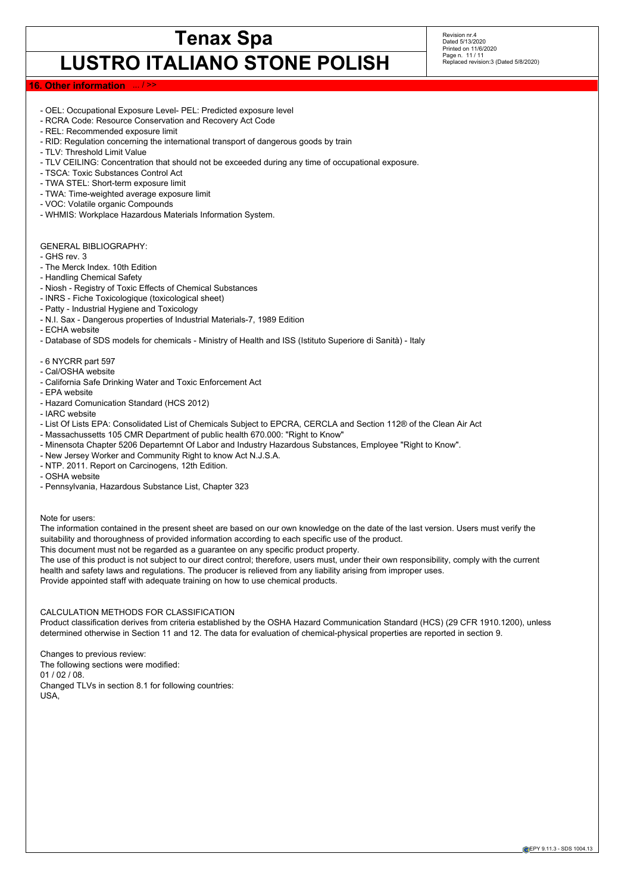## 16. Other information ... / >>

- OEL: Occupational Exposure Level- PEL: Predicted exposure level
- RCRA Code: Resource Conservation and Recovery Act Code
- REL: Recommended exposure limit
- RID: Regulation concerning the international transport of dangerous goods by train
- TLV: Threshold Limit Value
- TLV CEILING: Concentration that should not be exceeded during any time of occupational exposure.
- TSCA: Toxic Substances Control Act
- TWA STEL: Short-term exposure limit
- TWA: Time-weighted average exposure limit
- VOC: Volatile organic Compounds
- WHMIS: Workplace Hazardous Materials Information System.

GENERAL BIBLIOGRAPHY:

- GHS rev. 3
- The Merck Index. 10th Edition
- Handling Chemical Safety
- Niosh - Registry of Toxic Effects of Chemical Substances
- INRS - Fiche Toxicologique (toxicological sheet)
- Patty - Industrial Hygiene and Toxicology
- N.I. Sax - Dangerous properties of Industrial Materials-7, 1989 Edition
- ECHA website
- Database of SDS models for chemicals - Ministry of Health and ISS (Istituto Superiore di Sanità) - Italy

- 6 NYCRR part 597
- Cal/OSHA website
- California Safe Drinking Water and Toxic Enforcement Act
- EPA website
- Hazard Comunication Standard (HCS 2012)
- IARC website
- List Of Lists EPA: Consolidated List of Chemicals Subject to EPCRA, CERCLA and Section 112® of the Clean Air Act
- Massachussetts 105 CMR Department of public health 670.000: "Right to Know"
- Minensota Chapter 5206 Departemnt Of Labor and Industry Hazardous Substances, Employee "Right to Know".
- New Jersey Worker and Community Right to know Act N.J.S.A.
- NTP. 2011. Report on Carcinogens, 12th Edition.
- OSHA website
- Pennsylvania, Hazardous Substance List, Chapter 323

Note for users:

The information contained in the present sheet are based on our own knowledge on the date of the last version. Users must verify the suitability and thoroughness of provided information according to each specific use of the product.

This document must not be regarded as a guarantee on any specific product property.

The use of this product is not subject to our direct control; therefore, users must, under their own responsibility, comply with the current health and safety laws and regulations. The producer is relieved from any liability arising from improper uses.

Provide appointed staff with adequate training on how to use chemical products.

CALCULATION METHODS FOR CLASSIFICATION

Product classification derives from criteria established by the OSHA Hazard Communication Standard (HCS) (29 CFR 1910.1200), unless determined otherwise in Section 11 and 12. The data for evaluation of chemical-physical properties are reported in section 9.

Changes to previous review:

The following sections were modified:

01 / 02 / 08.

Changed TLVs in section 8.1 for following countries:

USA,